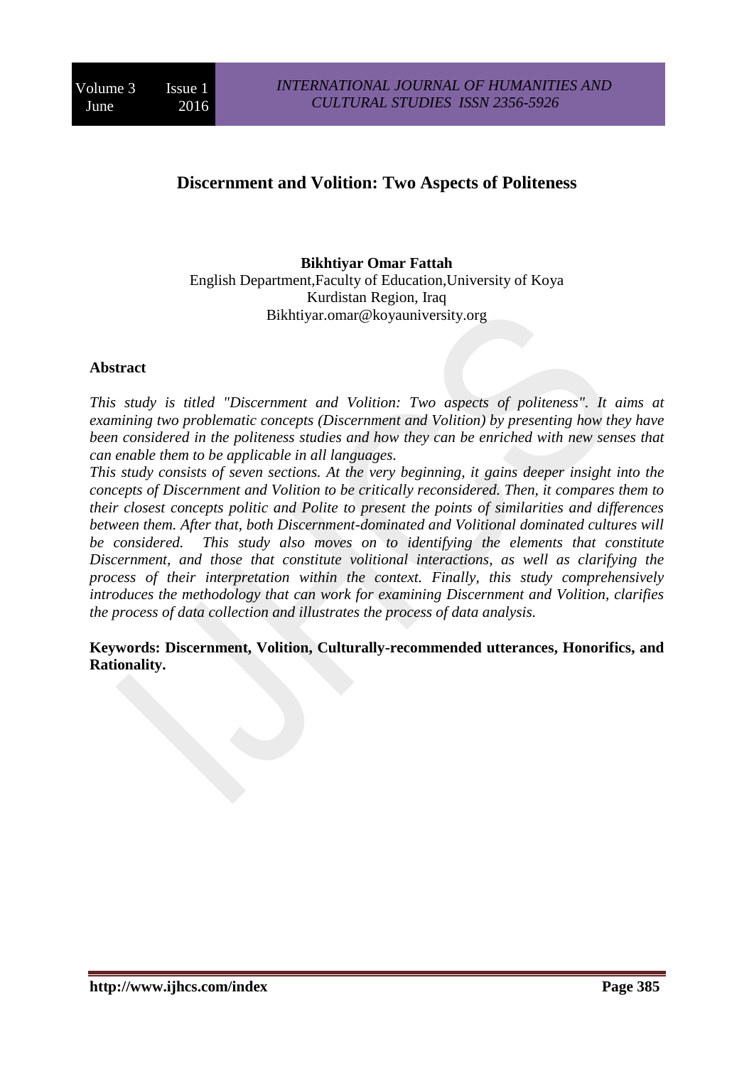# Discernment and Volition: Two Aspects of Politeness

**Bikhtiyar Omar Fattah**
English Department,Faculty of Education,University of Koya
Kurdistan Region, Iraq
Bikhtiyar.omar@koyauniversity.org

## Abstract

*This study is titled "Discernment and Volition: Two aspects of politeness". It aims at examining two problematic concepts (Discernment and Volition) by presenting how they have been considered in the politeness studies and how they can be enriched with new senses that can enable them to be applicable in all languages.*

*This study consists of seven sections. At the very beginning, it gains deeper insight into the concepts of Discernment and Volition to be critically reconsidered. Then, it compares them to their closest concepts politic and Polite to present the points of similarities and differences between them. After that, both Discernment-dominated and Volitional dominated cultures will be considered. This study also moves on to identifying the elements that constitute Discernment, and those that constitute volitional interactions, as well as clarifying the process of their interpretation within the context. Finally, this study comprehensively introduces the methodology that can work for examining Discernment and Volition, clarifies the process of data collection and illustrates the process of data analysis.*

**Keywords: Discernment, Volition, Culturally-recommended utterances, Honorifics, and Rationality.**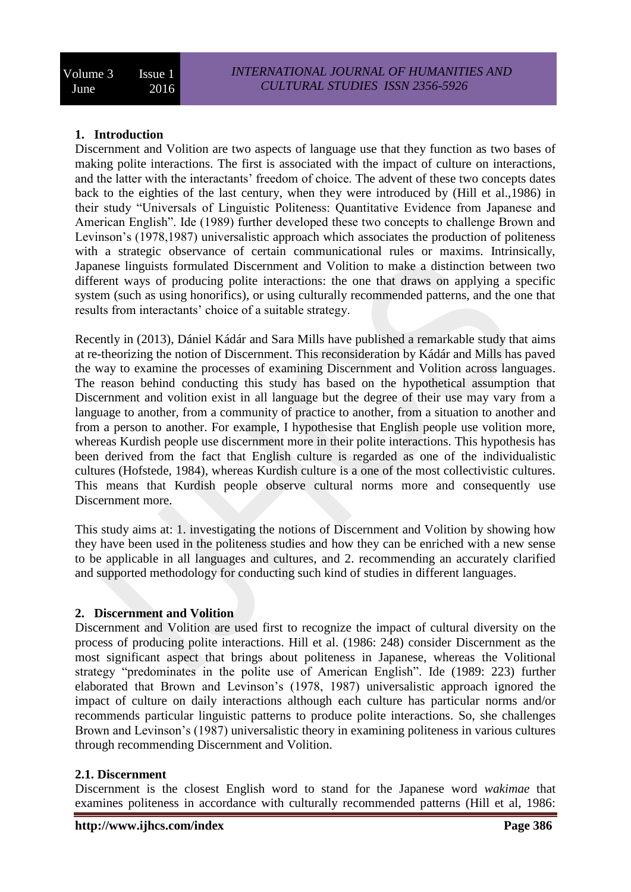## 1. Introduction

Discernment and Volition are two aspects of language use that they function as two bases of making polite interactions. The first is associated with the impact of culture on interactions, and the latter with the interactants' freedom of choice. The advent of these two concepts dates back to the eighties of the last century, when they were introduced by (Hill et al.,1986) in their study "Universals of Linguistic Politeness: Quantitative Evidence from Japanese and American English". Ide (1989) further developed these two concepts to challenge Brown and Levinson's (1978,1987) universalistic approach which associates the production of politeness with a strategic observance of certain communicational rules or maxims. Intrinsically, Japanese linguists formulated Discernment and Volition to make a distinction between two different ways of producing polite interactions: the one that draws on applying a specific system (such as using honorifics), or using culturally recommended patterns, and the one that results from interactants' choice of a suitable strategy.

Recently in (2013), Dániel Kádár and Sara Mills have published a remarkable study that aims at re-theorizing the notion of Discernment. This reconsideration by Kádár and Mills has paved the way to examine the processes of examining Discernment and Volition across languages. The reason behind conducting this study has based on the hypothetical assumption that Discernment and volition exist in all language but the degree of their use may vary from a language to another, from a community of practice to another, from a situation to another and from a person to another. For example, I hypothesise that English people use volition more, whereas Kurdish people use discernment more in their polite interactions. This hypothesis has been derived from the fact that English culture is regarded as one of the individualistic cultures (Hofstede, 1984), whereas Kurdish culture is a one of the most collectivistic cultures. This means that Kurdish people observe cultural norms more and consequently use Discernment more.

This study aims at: 1. investigating the notions of Discernment and Volition by showing how they have been used in the politeness studies and how they can be enriched with a new sense to be applicable in all languages and cultures, and 2. recommending an accurately clarified and supported methodology for conducting such kind of studies in different languages.

## 2. Discernment and Volition

Discernment and Volition are used first to recognize the impact of cultural diversity on the process of producing polite interactions. Hill et al. (1986: 248) consider Discernment as the most significant aspect that brings about politeness in Japanese, whereas the Volitional strategy "predominates in the polite use of American English". Ide (1989: 223) further elaborated that Brown and Levinson's (1978, 1987) universalistic approach ignored the impact of culture on daily interactions although each culture has particular norms and/or recommends particular linguistic patterns to produce polite interactions. So, she challenges Brown and Levinson's (1987) universalistic theory in examining politeness in various cultures through recommending Discernment and Volition.

### 2.1. Discernment

Discernment is the closest English word to stand for the Japanese word *wakimae* that examines politeness in accordance with culturally recommended patterns (Hill et al, 1986: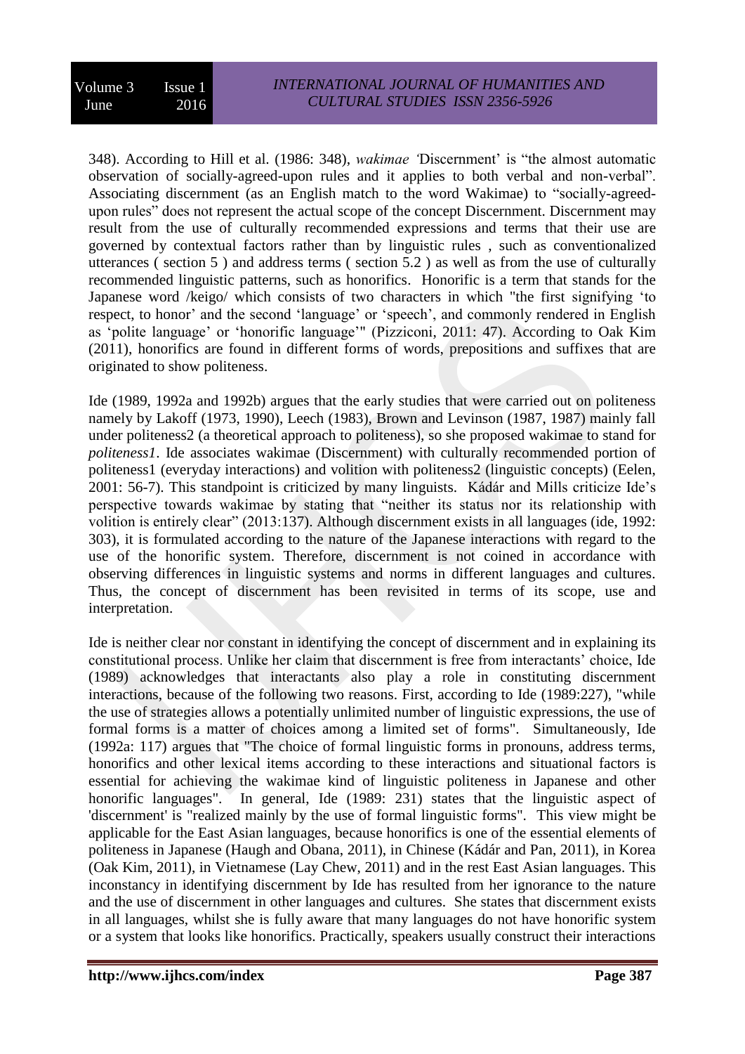348). According to Hill et al. (1986: 348), *wakimae '*Discernment' is "the almost automatic observation of socially-agreed-upon rules and it applies to both verbal and non-verbal". Associating discernment (as an English match to the word Wakimae) to "socially-agreed-upon rules" does not represent the actual scope of the concept Discernment. Discernment may result from the use of culturally recommended expressions and terms that their use are governed by contextual factors rather than by linguistic rules , such as conventionalized utterances ( section 5 ) and address terms ( section 5.2 ) as well as from the use of culturally recommended linguistic patterns, such as honorifics. Honorific is a term that stands for the Japanese word /keigo/ which consists of two characters in which "the first signifying 'to respect, to honor' and the second 'language' or 'speech', and commonly rendered in English as 'polite language' or 'honorific language'" (Pizziconi, 2011: 47). According to Oak Kim (2011), honorifics are found in different forms of words, prepositions and suffixes that are originated to show politeness.

Ide (1989, 1992a and 1992b) argues that the early studies that were carried out on politeness namely by Lakoff (1973, 1990), Leech (1983), Brown and Levinson (1987, 1987) mainly fall under politeness2 (a theoretical approach to politeness), so she proposed wakimae to stand for *politeness1*. Ide associates wakimae (Discernment) with culturally recommended portion of politeness1 (everyday interactions) and volition with politeness2 (linguistic concepts) (Eelen, 2001: 56-7). This standpoint is criticized by many linguists. Kádár and Mills criticize Ide's perspective towards wakimae by stating that "neither its status nor its relationship with volition is entirely clear" (2013:137). Although discernment exists in all languages (ide, 1992: 303), it is formulated according to the nature of the Japanese interactions with regard to the use of the honorific system. Therefore, discernment is not coined in accordance with observing differences in linguistic systems and norms in different languages and cultures. Thus, the concept of discernment has been revisited in terms of its scope, use and interpretation.

Ide is neither clear nor constant in identifying the concept of discernment and in explaining its constitutional process. Unlike her claim that discernment is free from interactants' choice, Ide (1989) acknowledges that interactants also play a role in constituting discernment interactions, because of the following two reasons. First, according to Ide (1989:227), "while the use of strategies allows a potentially unlimited number of linguistic expressions, the use of formal forms is a matter of choices among a limited set of forms". Simultaneously, Ide (1992a: 117) argues that "The choice of formal linguistic forms in pronouns, address terms, honorifics and other lexical items according to these interactions and situational factors is essential for achieving the wakimae kind of linguistic politeness in Japanese and other honorific languages". In general, Ide (1989: 231) states that the linguistic aspect of 'discernment' is "realized mainly by the use of formal linguistic forms". This view might be applicable for the East Asian languages, because honorifics is one of the essential elements of politeness in Japanese (Haugh and Obana, 2011), in Chinese (Kádár and Pan, 2011), in Korea (Oak Kim, 2011), in Vietnamese (Lay Chew, 2011) and in the rest East Asian languages. This inconstancy in identifying discernment by Ide has resulted from her ignorance to the nature and the use of discernment in other languages and cultures. She states that discernment exists in all languages, whilst she is fully aware that many languages do not have honorific system or a system that looks like honorifics. Practically, speakers usually construct their interactions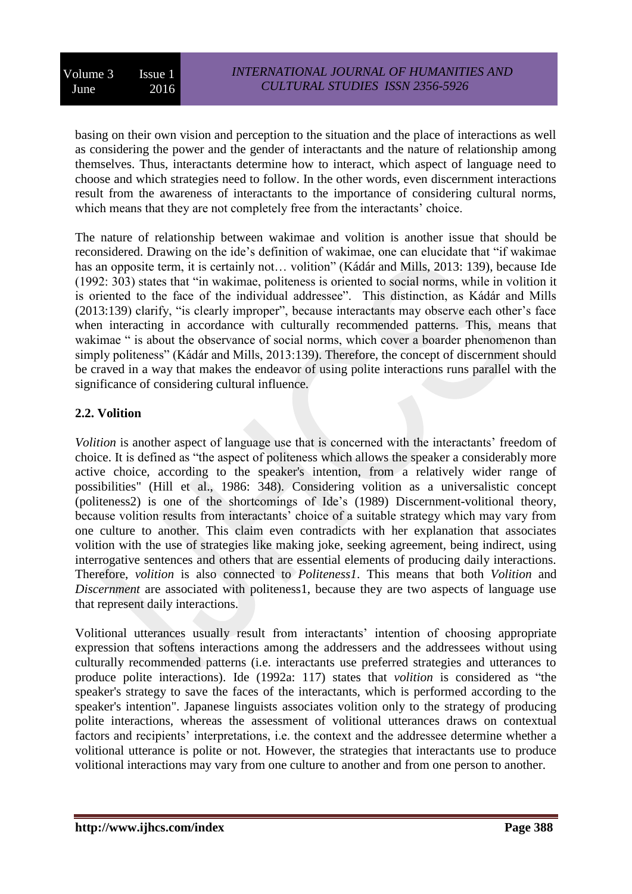basing on their own vision and perception to the situation and the place of interactions as well as considering the power and the gender of interactants and the nature of relationship among themselves. Thus, interactants determine how to interact, which aspect of language need to choose and which strategies need to follow. In the other words, even discernment interactions result from the awareness of interactants to the importance of considering cultural norms, which means that they are not completely free from the interactants' choice.

The nature of relationship between wakimae and volition is another issue that should be reconsidered. Drawing on the ide's definition of wakimae, one can elucidate that "if wakimae has an opposite term, it is certainly not… volition" (Kádár and Mills, 2013: 139), because Ide (1992: 303) states that "in wakimae, politeness is oriented to social norms, while in volition it is oriented to the face of the individual addressee". This distinction, as Kádár and Mills (2013:139) clarify, "is clearly improper", because interactants may observe each other's face when interacting in accordance with culturally recommended patterns. This, means that wakimae " is about the observance of social norms, which cover a boarder phenomenon than simply politeness" (Kádár and Mills, 2013:139). Therefore, the concept of discernment should be craved in a way that makes the endeavor of using polite interactions runs parallel with the significance of considering cultural influence.

## 2.2. Volition

*Volition* is another aspect of language use that is concerned with the interactants' freedom of choice. It is defined as "the aspect of politeness which allows the speaker a considerably more active choice, according to the speaker's intention, from a relatively wider range of possibilities" (Hill et al., 1986: 348). Considering volition as a universalistic concept (politeness2) is one of the shortcomings of Ide's (1989) Discernment-volitional theory, because volition results from interactants' choice of a suitable strategy which may vary from one culture to another. This claim even contradicts with her explanation that associates volition with the use of strategies like making joke, seeking agreement, being indirect, using interrogative sentences and others that are essential elements of producing daily interactions. Therefore, *volition* is also connected to *Politeness1*. This means that both *Volition* and *Discernment* are associated with politeness1, because they are two aspects of language use that represent daily interactions.

Volitional utterances usually result from interactants' intention of choosing appropriate expression that softens interactions among the addressers and the addressees without using culturally recommended patterns (i.e. interactants use preferred strategies and utterances to produce polite interactions). Ide (1992a: 117) states that *volition* is considered as "the speaker's strategy to save the faces of the interactants, which is performed according to the speaker's intention". Japanese linguists associates volition only to the strategy of producing polite interactions, whereas the assessment of volitional utterances draws on contextual factors and recipients' interpretations, i.e. the context and the addressee determine whether a volitional utterance is polite or not. However, the strategies that interactants use to produce volitional interactions may vary from one culture to another and from one person to another.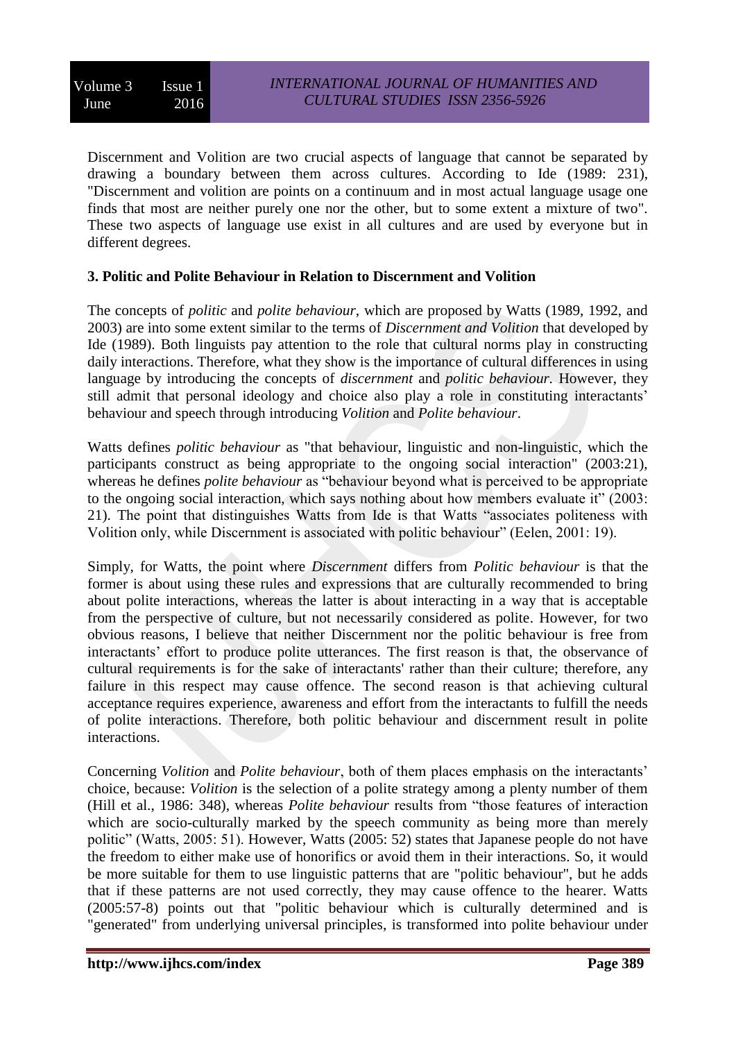Discernment and Volition are two crucial aspects of language that cannot be separated by drawing a boundary between them across cultures. According to Ide (1989: 231), "Discernment and volition are points on a continuum and in most actual language usage one finds that most are neither purely one nor the other, but to some extent a mixture of two". These two aspects of language use exist in all cultures and are used by everyone but in different degrees.

### 3. Politic and Polite Behaviour in Relation to Discernment and Volition

The concepts of *politic* and *polite behaviour*, which are proposed by Watts (1989, 1992, and 2003) are into some extent similar to the terms of *Discernment and Volition* that developed by Ide (1989). Both linguists pay attention to the role that cultural norms play in constructing daily interactions. Therefore, what they show is the importance of cultural differences in using language by introducing the concepts of *discernment* and *politic behaviour*. However, they still admit that personal ideology and choice also play a role in constituting interactants' behaviour and speech through introducing *Volition* and *Polite behaviour*.

Watts defines *politic behaviour* as "that behaviour, linguistic and non-linguistic, which the participants construct as being appropriate to the ongoing social interaction" (2003:21), whereas he defines *polite behaviour* as "behaviour beyond what is perceived to be appropriate to the ongoing social interaction, which says nothing about how members evaluate it" (2003: 21). The point that distinguishes Watts from Ide is that Watts "associates politeness with Volition only, while Discernment is associated with politic behaviour" (Eelen, 2001: 19).

Simply, for Watts, the point where *Discernment* differs from *Politic behaviour* is that the former is about using these rules and expressions that are culturally recommended to bring about polite interactions, whereas the latter is about interacting in a way that is acceptable from the perspective of culture, but not necessarily considered as polite. However, for two obvious reasons, I believe that neither Discernment nor the politic behaviour is free from interactants' effort to produce polite utterances. The first reason is that, the observance of cultural requirements is for the sake of interactants' rather than their culture; therefore, any failure in this respect may cause offence. The second reason is that achieving cultural acceptance requires experience, awareness and effort from the interactants to fulfill the needs of polite interactions. Therefore, both politic behaviour and discernment result in polite interactions.

Concerning *Volition* and *Polite behaviour*, both of them places emphasis on the interactants' choice, because: *Volition* is the selection of a polite strategy among a plenty number of them (Hill et al., 1986: 348), whereas *Polite behaviour* results from "those features of interaction which are socio-culturally marked by the speech community as being more than merely politic" (Watts, 2005: 51). However, Watts (2005: 52) states that Japanese people do not have the freedom to either make use of honorifics or avoid them in their interactions. So, it would be more suitable for them to use linguistic patterns that are "politic behaviour", but he adds that if these patterns are not used correctly, they may cause offence to the hearer. Watts (2005:57-8) points out that "politic behaviour which is culturally determined and is "generated" from underlying universal principles, is transformed into polite behaviour under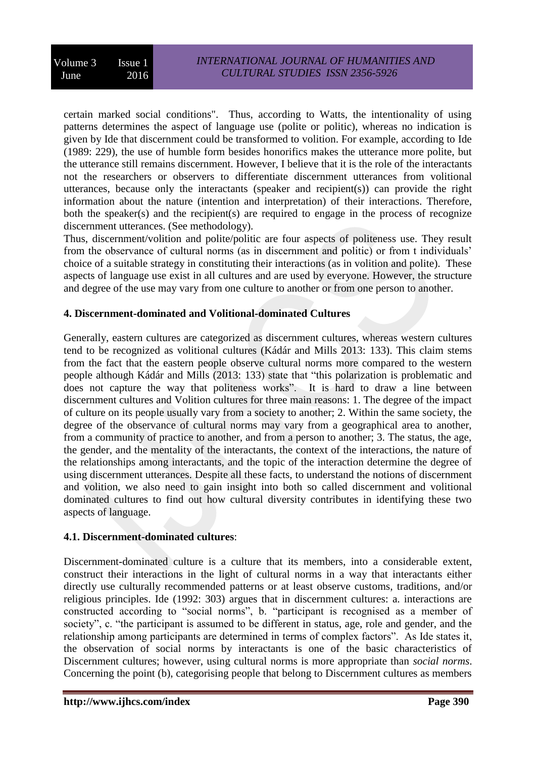certain marked social conditions". Thus, according to Watts, the intentionality of using patterns determines the aspect of language use (polite or politic), whereas no indication is given by Ide that discernment could be transformed to volition. For example, according to Ide (1989: 229), the use of humble form besides honorifics makes the utterance more polite, but the utterance still remains discernment. However, I believe that it is the role of the interactants not the researchers or observers to differentiate discernment utterances from volitional utterances, because only the interactants (speaker and recipient(s)) can provide the right information about the nature (intention and interpretation) of their interactions. Therefore, both the speaker(s) and the recipient(s) are required to engage in the process of recognize discernment utterances. (See methodology).

Thus, discernment/volition and polite/politic are four aspects of politeness use. They result from the observance of cultural norms (as in discernment and politic) or from t individuals' choice of a suitable strategy in constituting their interactions (as in volition and polite). These aspects of language use exist in all cultures and are used by everyone. However, the structure and degree of the use may vary from one culture to another or from one person to another.

## 4. Discernment-dominated and Volitional-dominated Cultures

Generally, eastern cultures are categorized as discernment cultures, whereas western cultures tend to be recognized as volitional cultures (Kádár and Mills 2013: 133). This claim stems from the fact that the eastern people observe cultural norms more compared to the western people although Kádár and Mills (2013: 133) state that "this polarization is problematic and does not capture the way that politeness works". It is hard to draw a line between discernment cultures and Volition cultures for three main reasons: 1. The degree of the impact of culture on its people usually vary from a society to another; 2. Within the same society, the degree of the observance of cultural norms may vary from a geographical area to another, from a community of practice to another, and from a person to another; 3. The status, the age, the gender, and the mentality of the interactants, the context of the interactions, the nature of the relationships among interactants, and the topic of the interaction determine the degree of using discernment utterances. Despite all these facts, to understand the notions of discernment and volition, we also need to gain insight into both so called discernment and volitional dominated cultures to find out how cultural diversity contributes in identifying these two aspects of language.

### 4.1. Discernment-dominated cultures:

Discernment-dominated culture is a culture that its members, into a considerable extent, construct their interactions in the light of cultural norms in a way that interactants either directly use culturally recommended patterns or at least observe customs, traditions, and/or religious principles. Ide (1992: 303) argues that in discernment cultures: a. interactions are constructed according to "social norms", b. "participant is recognised as a member of society", c. "the participant is assumed to be different in status, age, role and gender, and the relationship among participants are determined in terms of complex factors". As Ide states it, the observation of social norms by interactants is one of the basic characteristics of Discernment cultures; however, using cultural norms is more appropriate than *social norms*. Concerning the point (b), categorising people that belong to Discernment cultures as members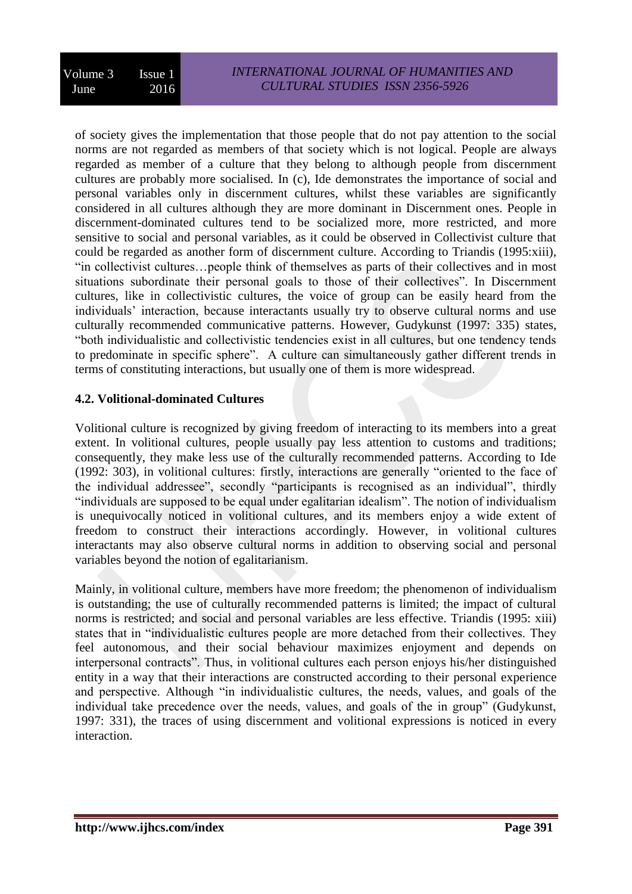of society gives the implementation that those people that do not pay attention to the social norms are not regarded as members of that society which is not logical. People are always regarded as member of a culture that they belong to although people from discernment cultures are probably more socialised. In (c), Ide demonstrates the importance of social and personal variables only in discernment cultures, whilst these variables are significantly considered in all cultures although they are more dominant in Discernment ones. People in discernment-dominated cultures tend to be socialized more, more restricted, and more sensitive to social and personal variables, as it could be observed in Collectivist culture that could be regarded as another form of discernment culture. According to Triandis (1995:xiii), "in collectivist cultures…people think of themselves as parts of their collectives and in most situations subordinate their personal goals to those of their collectives". In Discernment cultures, like in collectivistic cultures, the voice of group can be easily heard from the individuals' interaction, because interactants usually try to observe cultural norms and use culturally recommended communicative patterns. However, Gudykunst (1997: 335) states, "both individualistic and collectivistic tendencies exist in all cultures, but one tendency tends to predominate in specific sphere". A culture can simultaneously gather different trends in terms of constituting interactions, but usually one of them is more widespread.

## 4.2. Volitional-dominated Cultures

Volitional culture is recognized by giving freedom of interacting to its members into a great extent. In volitional cultures, people usually pay less attention to customs and traditions; consequently, they make less use of the culturally recommended patterns. According to Ide (1992: 303), in volitional cultures: firstly, interactions are generally "oriented to the face of the individual addressee", secondly "participants is recognised as an individual", thirdly "individuals are supposed to be equal under egalitarian idealism". The notion of individualism is unequivocally noticed in volitional cultures, and its members enjoy a wide extent of freedom to construct their interactions accordingly. However, in volitional cultures interactants may also observe cultural norms in addition to observing social and personal variables beyond the notion of egalitarianism.

Mainly, in volitional culture, members have more freedom; the phenomenon of individualism is outstanding; the use of culturally recommended patterns is limited; the impact of cultural norms is restricted; and social and personal variables are less effective. Triandis (1995: xiii) states that in "individualistic cultures people are more detached from their collectives. They feel autonomous, and their social behaviour maximizes enjoyment and depends on interpersonal contracts". Thus, in volitional cultures each person enjoys his/her distinguished entity in a way that their interactions are constructed according to their personal experience and perspective. Although "in individualistic cultures, the needs, values, and goals of the individual take precedence over the needs, values, and goals of the in group" (Gudykunst, 1997: 331), the traces of using discernment and volitional expressions is noticed in every interaction.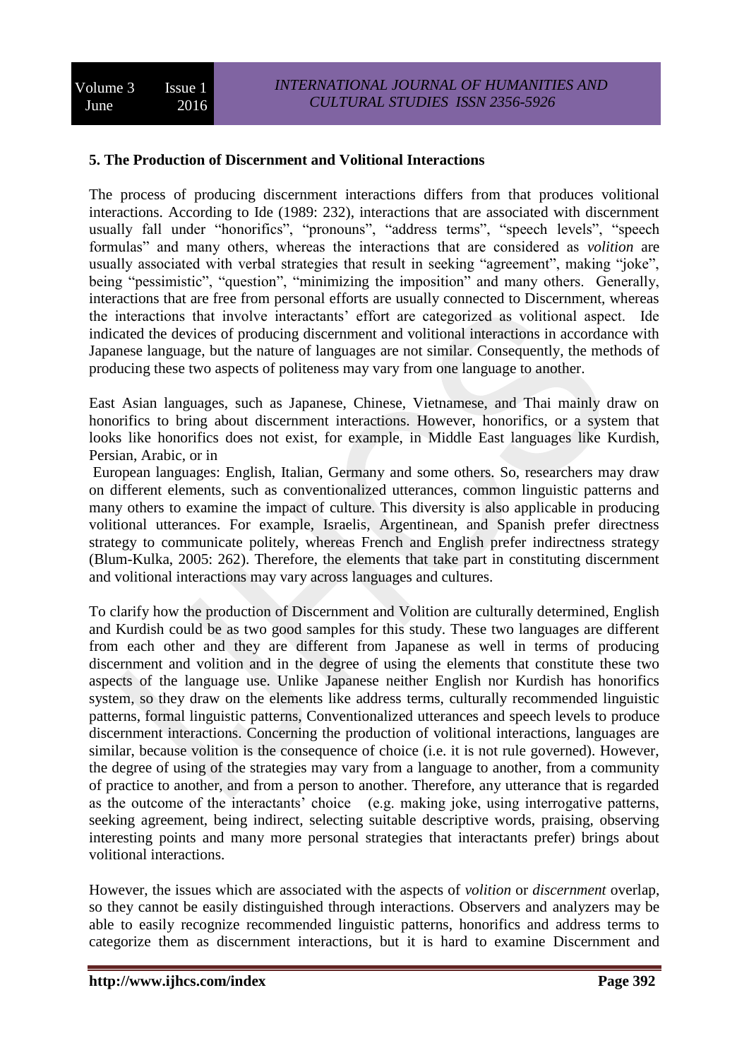**5. The Production of Discernment and Volitional Interactions**

The process of producing discernment interactions differs from that produces volitional interactions. According to Ide (1989: 232), interactions that are associated with discernment usually fall under "honorifics", "pronouns", "address terms", "speech levels", "speech formulas" and many others, whereas the interactions that are considered as *volition* are usually associated with verbal strategies that result in seeking "agreement", making "joke", being "pessimistic", "question", "minimizing the imposition" and many others. Generally, interactions that are free from personal efforts are usually connected to Discernment, whereas the interactions that involve interactants' effort are categorized as volitional aspect. Ide indicated the devices of producing discernment and volitional interactions in accordance with Japanese language, but the nature of languages are not similar. Consequently, the methods of producing these two aspects of politeness may vary from one language to another.

East Asian languages, such as Japanese, Chinese, Vietnamese, and Thai mainly draw on honorifics to bring about discernment interactions. However, honorifics, or a system that looks like honorifics does not exist, for example, in Middle East languages like Kurdish, Persian, Arabic, or in European languages: English, Italian, Germany and some others. So, researchers may draw on different elements, such as conventionalized utterances, common linguistic patterns and many others to examine the impact of culture. This diversity is also applicable in producing volitional utterances. For example, Israelis, Argentinean, and Spanish prefer directness strategy to communicate politely, whereas French and English prefer indirectness strategy (Blum-Kulka, 2005: 262). Therefore, the elements that take part in constituting discernment and volitional interactions may vary across languages and cultures.

To clarify how the production of Discernment and Volition are culturally determined, English and Kurdish could be as two good samples for this study. These two languages are different from each other and they are different from Japanese as well in terms of producing discernment and volition and in the degree of using the elements that constitute these two aspects of the language use. Unlike Japanese neither English nor Kurdish has honorifics system, so they draw on the elements like address terms, culturally recommended linguistic patterns, formal linguistic patterns, Conventionalized utterances and speech levels to produce discernment interactions. Concerning the production of volitional interactions, languages are similar, because volition is the consequence of choice (i.e. it is not rule governed). However, the degree of using of the strategies may vary from a language to another, from a community of practice to another, and from a person to another. Therefore, any utterance that is regarded as the outcome of the interactants' choice (e.g. making joke, using interrogative patterns, seeking agreement, being indirect, selecting suitable descriptive words, praising, observing interesting points and many more personal strategies that interactants prefer) brings about volitional interactions.

However, the issues which are associated with the aspects of *volition* or *discernment* overlap, so they cannot be easily distinguished through interactions. Observers and analyzers may be able to easily recognize recommended linguistic patterns, honorifics and address terms to categorize them as discernment interactions, but it is hard to examine Discernment and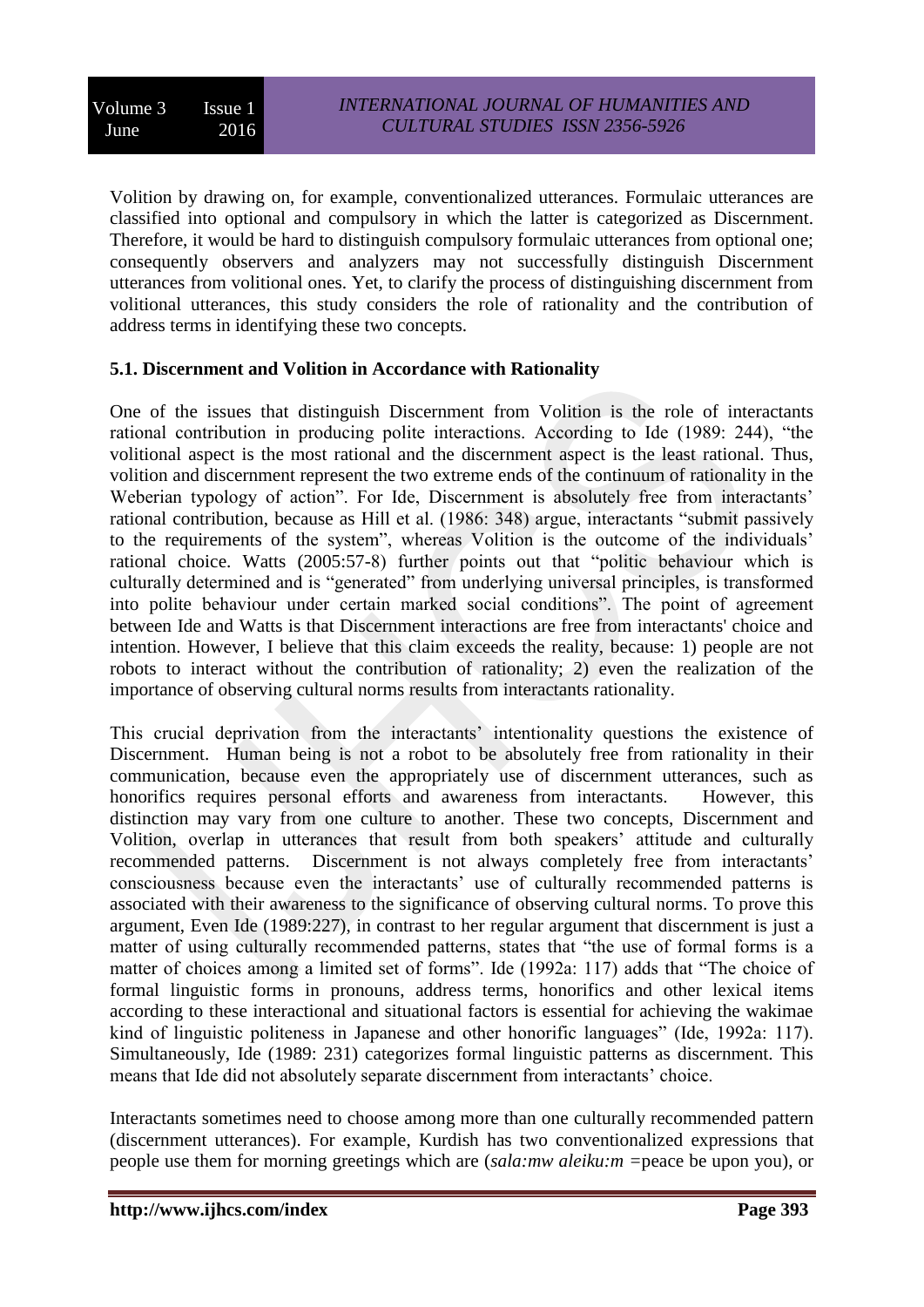Volition by drawing on, for example, conventionalized utterances. Formulaic utterances are classified into optional and compulsory in which the latter is categorized as Discernment. Therefore, it would be hard to distinguish compulsory formulaic utterances from optional one; consequently observers and analyzers may not successfully distinguish Discernment utterances from volitional ones. Yet, to clarify the process of distinguishing discernment from volitional utterances, this study considers the role of rationality and the contribution of address terms in identifying these two concepts.

### 5.1. Discernment and Volition in Accordance with Rationality

One of the issues that distinguish Discernment from Volition is the role of interactants rational contribution in producing polite interactions. According to Ide (1989: 244), "the volitional aspect is the most rational and the discernment aspect is the least rational. Thus, volition and discernment represent the two extreme ends of the continuum of rationality in the Weberian typology of action". For Ide, Discernment is absolutely free from interactants' rational contribution, because as Hill et al. (1986: 348) argue, interactants "submit passively to the requirements of the system", whereas Volition is the outcome of the individuals' rational choice. Watts (2005:57-8) further points out that "politic behaviour which is culturally determined and is "generated" from underlying universal principles, is transformed into polite behaviour under certain marked social conditions". The point of agreement between Ide and Watts is that Discernment interactions are free from interactants' choice and intention. However, I believe that this claim exceeds the reality, because: 1) people are not robots to interact without the contribution of rationality; 2) even the realization of the importance of observing cultural norms results from interactants rationality.

This crucial deprivation from the interactants' intentionality questions the existence of Discernment. Human being is not a robot to be absolutely free from rationality in their communication, because even the appropriately use of discernment utterances, such as honorifics requires personal efforts and awareness from interactants. However, this distinction may vary from one culture to another. These two concepts, Discernment and Volition, overlap in utterances that result from both speakers' attitude and culturally recommended patterns. Discernment is not always completely free from interactants' consciousness because even the interactants' use of culturally recommended patterns is associated with their awareness to the significance of observing cultural norms. To prove this argument, Even Ide (1989:227), in contrast to her regular argument that discernment is just a matter of using culturally recommended patterns, states that "the use of formal forms is a matter of choices among a limited set of forms". Ide (1992a: 117) adds that "The choice of formal linguistic forms in pronouns, address terms, honorifics and other lexical items according to these interactional and situational factors is essential for achieving the wakimae kind of linguistic politeness in Japanese and other honorific languages" (Ide, 1992a: 117). Simultaneously, Ide (1989: 231) categorizes formal linguistic patterns as discernment. This means that Ide did not absolutely separate discernment from interactants' choice.

Interactants sometimes need to choose among more than one culturally recommended pattern (discernment utterances). For example, Kurdish has two conventionalized expressions that people use them for morning greetings which are (*sala:mw aleiku:m* =peace be upon you), or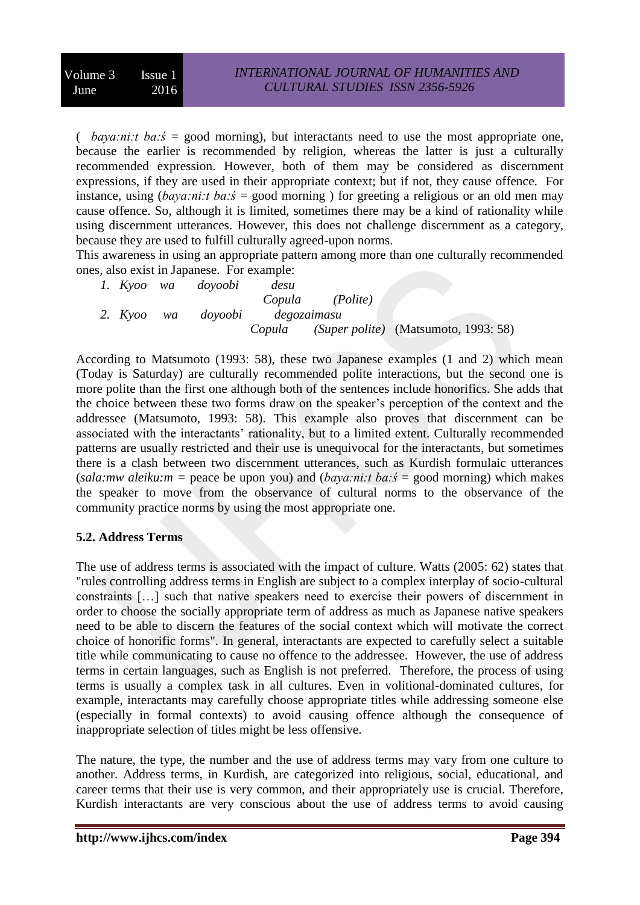( *baya:ni:t ba:ś* = good morning), but interactants need to use the most appropriate one, because the earlier is recommended by religion, whereas the latter is just a culturally recommended expression. However, both of them may be considered as discernment expressions, if they are used in their appropriate context; but if not, they cause offence. For instance, using (*baya:ni:t ba:ś* = good morning ) for greeting a religious or an old men may cause offence. So, although it is limited, sometimes there may be a kind of rationality while using discernment utterances. However, this does not challenge discernment as a category, because they are used to fulfill culturally agreed-upon norms.

This awareness in using an appropriate pattern among more than one culturally recommended ones, also exist in Japanese. For example:

1. *Kyoo wa doyoobi desu*
   *Copula (Polite)*
2. *Kyoo wa doyoobi degozaimasu*
   *Copula (Super polite)* (Matsumoto, 1993: 58)

According to Matsumoto (1993: 58), these two Japanese examples (1 and 2) which mean (Today is Saturday) are culturally recommended polite interactions, but the second one is more polite than the first one although both of the sentences include honorifics. She adds that the choice between these two forms draw on the speaker's perception of the context and the addressee (Matsumoto, 1993: 58). This example also proves that discernment can be associated with the interactants' rationality, but to a limited extent. Culturally recommended patterns are usually restricted and their use is unequivocal for the interactants, but sometimes there is a clash between two discernment utterances, such as Kurdish formulaic utterances (*sala:mw aleiku:m* = peace be upon you) and (*baya:ni:t ba:ś* = good morning) which makes the speaker to move from the observance of cultural norms to the observance of the community practice norms by using the most appropriate one.

### 5.2. Address Terms

The use of address terms is associated with the impact of culture. Watts (2005: 62) states that "rules controlling address terms in English are subject to a complex interplay of socio-cultural constraints […] such that native speakers need to exercise their powers of discernment in order to choose the socially appropriate term of address as much as Japanese native speakers need to be able to discern the features of the social context which will motivate the correct choice of honorific forms". In general, interactants are expected to carefully select a suitable title while communicating to cause no offence to the addressee. However, the use of address terms in certain languages, such as English is not preferred. Therefore, the process of using terms is usually a complex task in all cultures. Even in volitional-dominated cultures, for example, interactants may carefully choose appropriate titles while addressing someone else (especially in formal contexts) to avoid causing offence although the consequence of inappropriate selection of titles might be less offensive.

The nature, the type, the number and the use of address terms may vary from one culture to another. Address terms, in Kurdish, are categorized into religious, social, educational, and career terms that their use is very common, and their appropriately use is crucial. Therefore, Kurdish interactants are very conscious about the use of address terms to avoid causing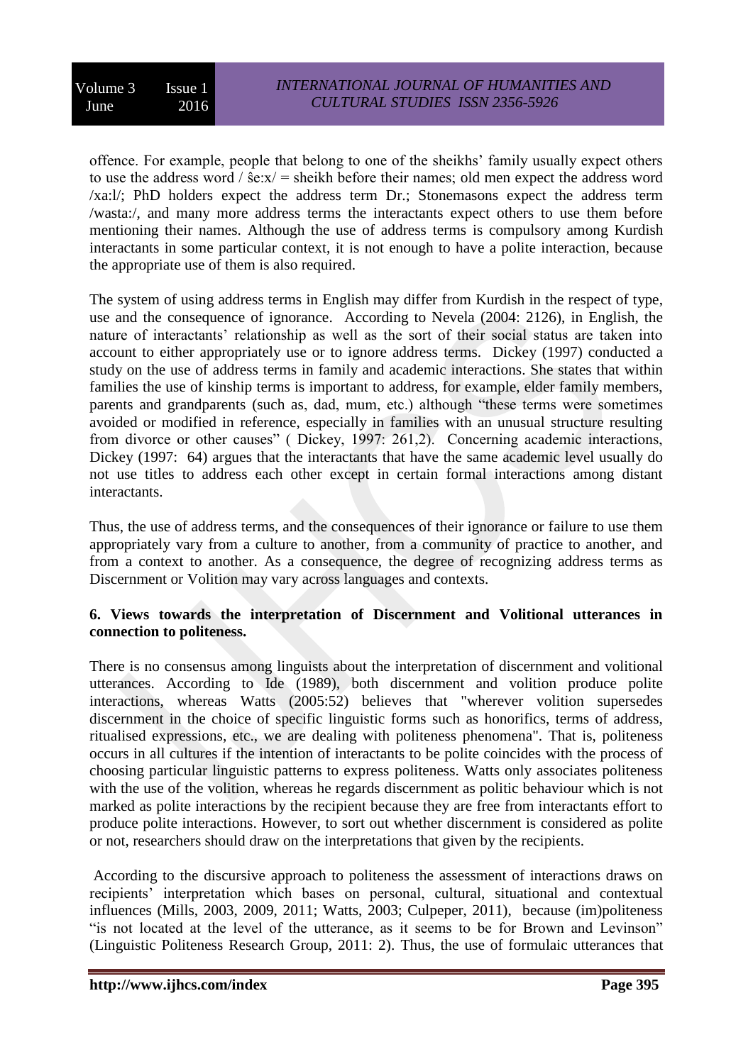offence. For example, people that belong to one of the sheikhs' family usually expect others to use the address word / ŝe:x/ = sheikh before their names; old men expect the address word /xa:l/; PhD holders expect the address term Dr.; Stonemasons expect the address term /wasta:/, and many more address terms the interactants expect others to use them before mentioning their names. Although the use of address terms is compulsory among Kurdish interactants in some particular context, it is not enough to have a polite interaction, because the appropriate use of them is also required.

The system of using address terms in English may differ from Kurdish in the respect of type, use and the consequence of ignorance. According to Nevela (2004: 2126), in English, the nature of interactants' relationship as well as the sort of their social status are taken into account to either appropriately use or to ignore address terms. Dickey (1997) conducted a study on the use of address terms in family and academic interactions. She states that within families the use of kinship terms is important to address, for example, elder family members, parents and grandparents (such as, dad, mum, etc.) although "these terms were sometimes avoided or modified in reference, especially in families with an unusual structure resulting from divorce or other causes" ( Dickey, 1997: 261,2). Concerning academic interactions, Dickey (1997: 64) argues that the interactants that have the same academic level usually do not use titles to address each other except in certain formal interactions among distant interactants.

Thus, the use of address terms, and the consequences of their ignorance or failure to use them appropriately vary from a culture to another, from a community of practice to another, and from a context to another. As a consequence, the degree of recognizing address terms as Discernment or Volition may vary across languages and contexts.

### 6. Views towards the interpretation of Discernment and Volitional utterances in connection to politeness.

There is no consensus among linguists about the interpretation of discernment and volitional utterances. According to Ide (1989), both discernment and volition produce polite interactions, whereas Watts (2005:52) believes that "wherever volition supersedes discernment in the choice of specific linguistic forms such as honorifics, terms of address, ritualised expressions, etc., we are dealing with politeness phenomena". That is, politeness occurs in all cultures if the intention of interactants to be polite coincides with the process of choosing particular linguistic patterns to express politeness. Watts only associates politeness with the use of the volition, whereas he regards discernment as politic behaviour which is not marked as polite interactions by the recipient because they are free from interactants effort to produce polite interactions. However, to sort out whether discernment is considered as polite or not, researchers should draw on the interpretations that given by the recipients.

According to the discursive approach to politeness the assessment of interactions draws on recipients' interpretation which bases on personal, cultural, situational and contextual influences (Mills, 2003, 2009, 2011; Watts, 2003; Culpeper, 2011), because (im)politeness "is not located at the level of the utterance, as it seems to be for Brown and Levinson" (Linguistic Politeness Research Group, 2011: 2). Thus, the use of formulaic utterances that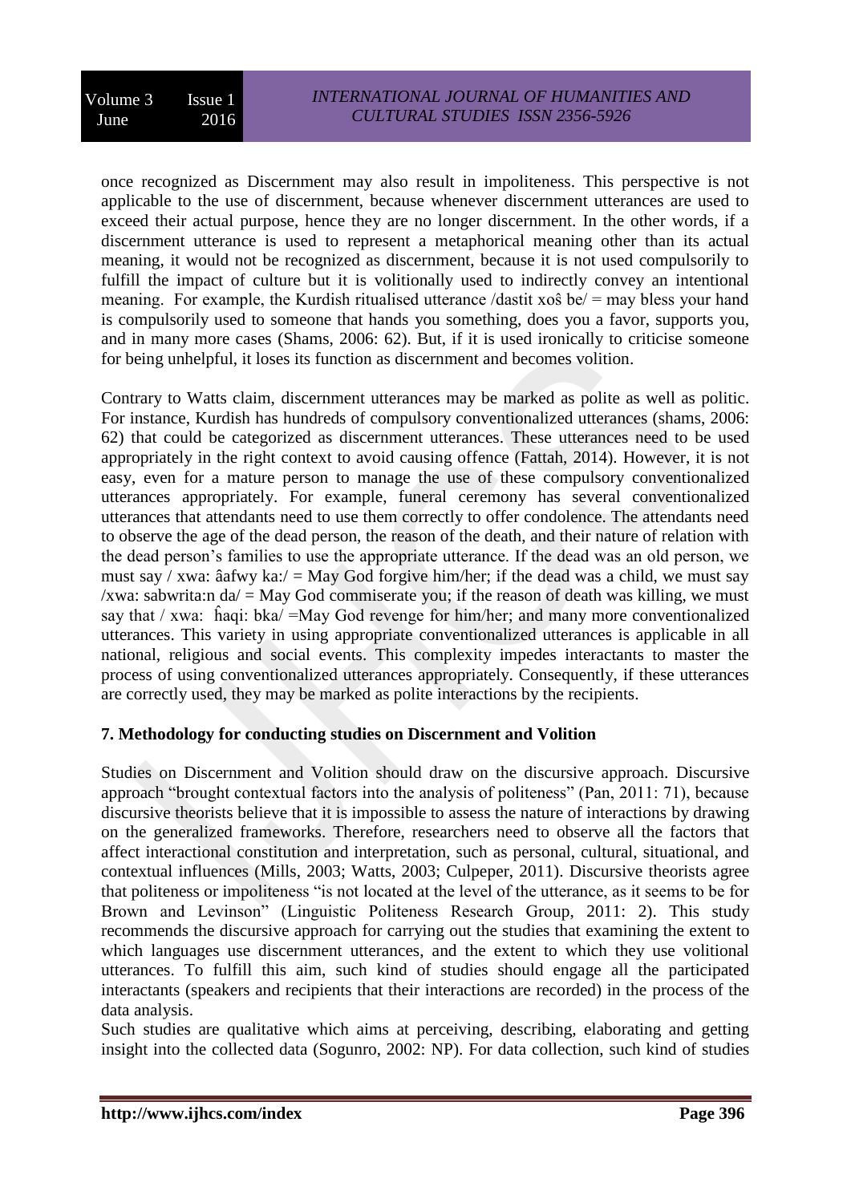once recognized as Discernment may also result in impoliteness. This perspective is not applicable to the use of discernment, because whenever discernment utterances are used to exceed their actual purpose, hence they are no longer discernment. In the other words, if a discernment utterance is used to represent a metaphorical meaning other than its actual meaning, it would not be recognized as discernment, because it is not used compulsorily to fulfill the impact of culture but it is volitionally used to indirectly convey an intentional meaning. For example, the Kurdish ritualised utterance /dastit xoŝ be/ = may bless your hand is compulsorily used to someone that hands you something, does you a favor, supports you, and in many more cases (Shams, 2006: 62). But, if it is used ironically to criticise someone for being unhelpful, it loses its function as discernment and becomes volition.

Contrary to Watts claim, discernment utterances may be marked as polite as well as politic. For instance, Kurdish has hundreds of compulsory conventionalized utterances (shams, 2006: 62) that could be categorized as discernment utterances. These utterances need to be used appropriately in the right context to avoid causing offence (Fattah, 2014). However, it is not easy, even for a mature person to manage the use of these compulsory conventionalized utterances appropriately. For example, funeral ceremony has several conventionalized utterances that attendants need to use them correctly to offer condolence. The attendants need to observe the age of the dead person, the reason of the death, and their nature of relation with the dead person's families to use the appropriate utterance. If the dead was an old person, we must say / xwa: âafwy ka:/ = May God forgive him/her; if the dead was a child, we must say /xwa: sabwrita:n da/ = May God commiserate you; if the reason of death was killing, we must say that / xwa: ĥaqi: bka/ =May God revenge for him/her; and many more conventionalized utterances. This variety in using appropriate conventionalized utterances is applicable in all national, religious and social events. This complexity impedes interactants to master the process of using conventionalized utterances appropriately. Consequently, if these utterances are correctly used, they may be marked as polite interactions by the recipients.

## 7. Methodology for conducting studies on Discernment and Volition

Studies on Discernment and Volition should draw on the discursive approach. Discursive approach "brought contextual factors into the analysis of politeness" (Pan, 2011: 71), because discursive theorists believe that it is impossible to assess the nature of interactions by drawing on the generalized frameworks. Therefore, researchers need to observe all the factors that affect interactional constitution and interpretation, such as personal, cultural, situational, and contextual influences (Mills, 2003; Watts, 2003; Culpeper, 2011). Discursive theorists agree that politeness or impoliteness "is not located at the level of the utterance, as it seems to be for Brown and Levinson" (Linguistic Politeness Research Group, 2011: 2). This study recommends the discursive approach for carrying out the studies that examining the extent to which languages use discernment utterances, and the extent to which they use volitional utterances. To fulfill this aim, such kind of studies should engage all the participated interactants (speakers and recipients that their interactions are recorded) in the process of the data analysis.

Such studies are qualitative which aims at perceiving, describing, elaborating and getting insight into the collected data (Sogunro, 2002: NP). For data collection, such kind of studies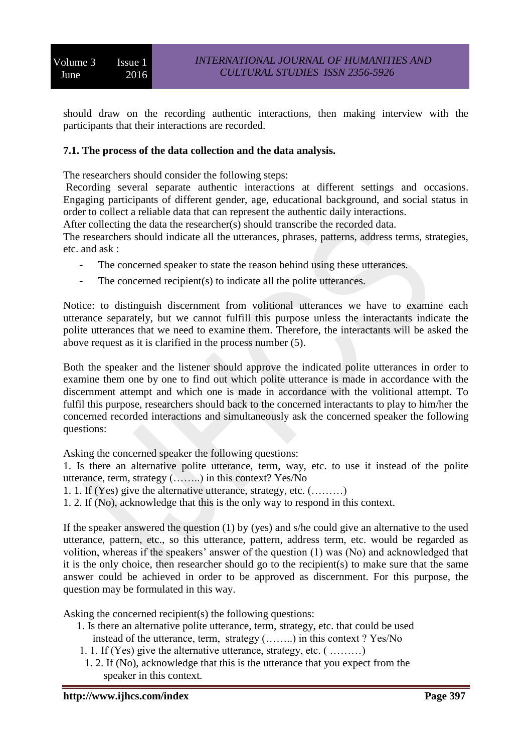should draw on the recording authentic interactions, then making interview with the participants that their interactions are recorded.

### 7.1. The process of the data collection and the data analysis.

The researchers should consider the following steps:

Recording several separate authentic interactions at different settings and occasions. Engaging participants of different gender, age, educational background, and social status in order to collect a reliable data that can represent the authentic daily interactions.

After collecting the data the researcher(s) should transcribe the recorded data.

The researchers should indicate all the utterances, phrases, patterns, address terms, strategies, etc. and ask :

- The concerned speaker to state the reason behind using these utterances.
- The concerned recipient(s) to indicate all the polite utterances.

Notice: to distinguish discernment from volitional utterances we have to examine each utterance separately, but we cannot fulfill this purpose unless the interactants indicate the polite utterances that we need to examine them. Therefore, the interactants will be asked the above request as it is clarified in the process number (5).

Both the speaker and the listener should approve the indicated polite utterances in order to examine them one by one to find out which polite utterance is made in accordance with the discernment attempt and which one is made in accordance with the volitional attempt. To fulfil this purpose, researchers should back to the concerned interactants to play to him/her the concerned recorded interactions and simultaneously ask the concerned speaker the following questions:

Asking the concerned speaker the following questions:

1. Is there an alternative polite utterance, term, way, etc. to use it instead of the polite utterance, term, strategy (……..) in this context? Yes/No

1. 1. If (Yes) give the alternative utterance, strategy, etc. (………)

1. 2. If (No), acknowledge that this is the only way to respond in this context.

If the speaker answered the question (1) by (yes) and s/he could give an alternative to the used utterance, pattern, etc., so this utterance, pattern, address term, etc. would be regarded as volition, whereas if the speakers' answer of the question (1) was (No) and acknowledged that it is the only choice, then researcher should go to the recipient(s) to make sure that the same answer could be achieved in order to be approved as discernment. For this purpose, the question may be formulated in this way.

Asking the concerned recipient(s) the following questions:

1. Is there an alternative polite utterance, term, strategy, etc. that could be used instead of the utterance, term, strategy (……..) in this context ? Yes/No

1. 1. If (Yes) give the alternative utterance, strategy, etc. ( ………)

1. 2. If (No), acknowledge that this is the utterance that you expect from the speaker in this context.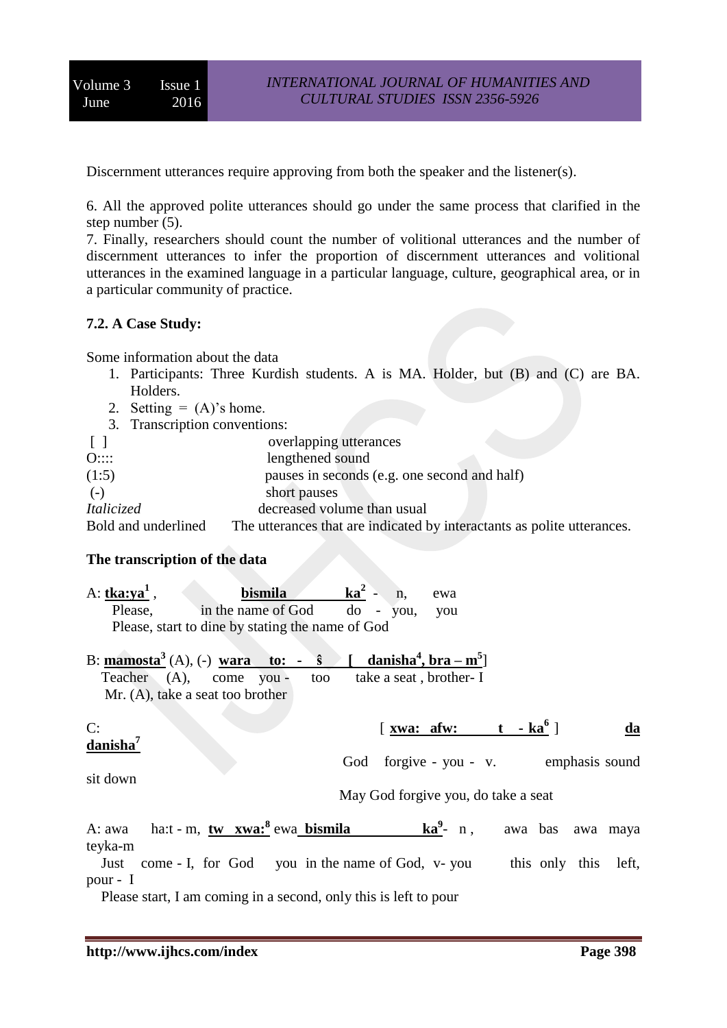Discernment utterances require approving from both the speaker and the listener(s).

6. All the approved polite utterances should go under the same process that clarified in the step number (5).
7. Finally, researchers should count the number of volitional utterances and the number of discernment utterances to infer the proportion of discernment utterances and volitional utterances in the examined language in a particular language, culture, geographical area, or in a particular community of practice.

**7.2. A Case Study:**

Some information about the data

1. Participants: Three Kurdish students. A is MA. Holder, but (B) and (C) are BA. Holders.
2. Setting = (A)'s home.
3. Transcription conventions:

| | |
|---|---|
| [ ] | overlapping utterances |
| O:::: | lengthened sound |
| (1:5) | pauses in seconds (e.g. one second and half) |
| (-) | short pauses |
| *Italicized* | decreased volume than usual |
| Bold and underlined | The utterances that are indicated by interactants as polite utterances. |

**The transcription of the data**

A: **<u>tka:ya</u>**[1] , **<u>bismila ka</u>**[2] - n, ewa
Please, in the name of God do - you, you
Please, start to dine by stating the name of God

B: **<u>mamosta</u>**[3] (A), (-) **<u>wara to: - ŝ [ danisha</u>**[4]**<u>, bra – m</u>**[5]]
Teacher (A), come you - too take a seat , brother- I
Mr. (A), take a seat too brother

C: [ **<u>xwa: afw: t - ka</u>**[6] ] **<u>da danisha</u>**[7]
God forgive - you - v. emphasis sound sit down
May God forgive you, do take a seat

A: awa ha:t - m, **<u>tw xwa:</u>**[8] ewa **<u>bismila ka</u>**[9]- n , awa bas awa maya teyka-m
Just come - I, for God you in the name of God, v- you this only this left, pour - I
Please start, I am coming in a second, only this is left to pour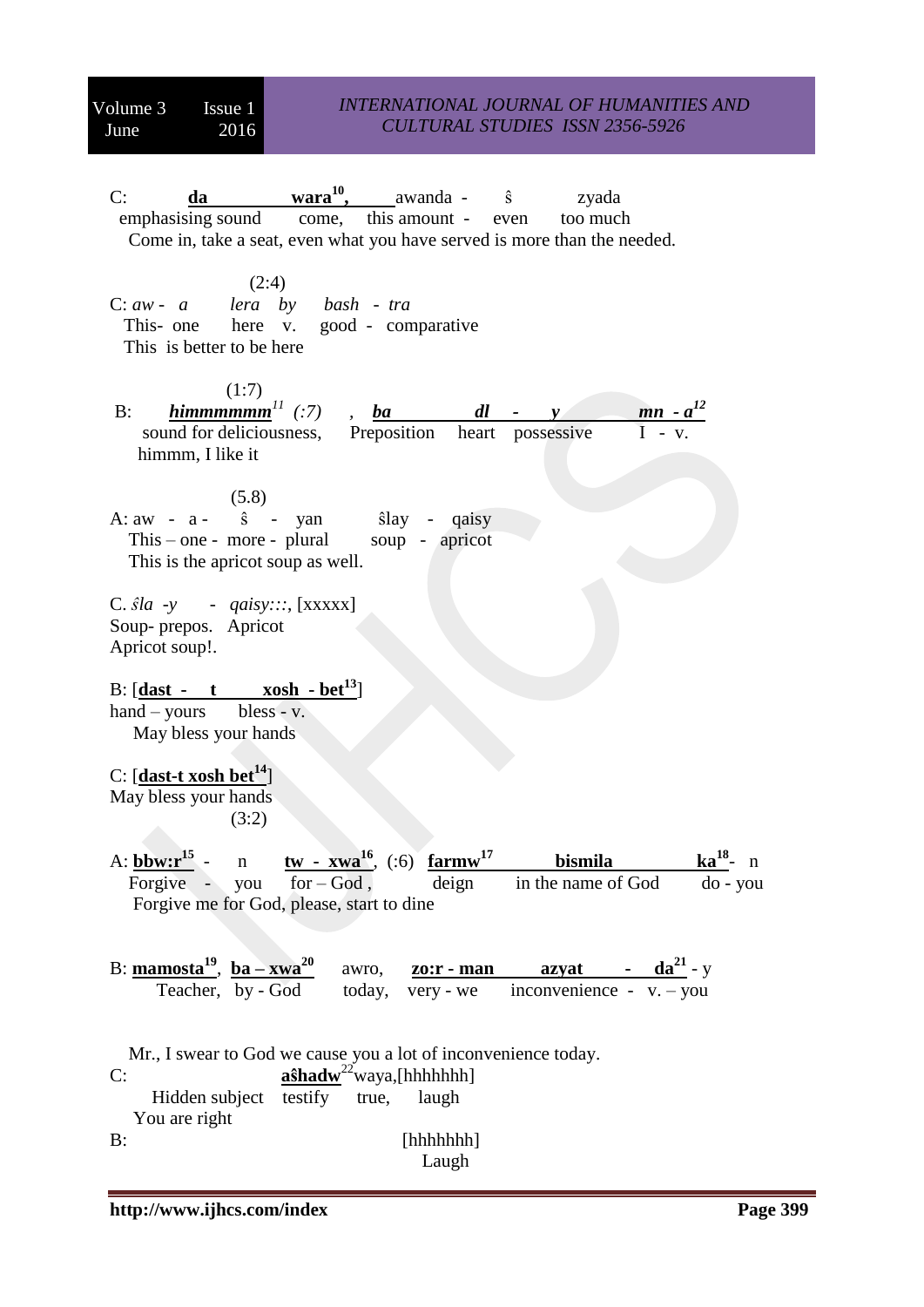C: **da** **wara[10],** awanda - ŝ zyada
emphasising sound come, this amount - even too much
Come in, take a seat, even what you have served is more than the needed.

(2:4)
C: *aw - a lera by bash - tra*
This- one here v. good - comparative
This is better to be here

(1:7)
B: ***himmmmmm***[11] *(:7)* , ***ba*** ***dl - y*** ***mn - a***[12]
sound for deliciousness, Preposition heart possessive I - v.
himmm, I like it

(5.8)
A: aw - a - ŝ - yan ŝlay - qaisy
This – one - more - plural soup - apricot
This is the apricot soup as well.

C. *ŝla -y - qaisy:::*, [xxxxx]
Soup- prepos. Apricot
Apricot soup!.

B: [**dast - t xosh - bet**[13]]
hand – yours bless - v.
May bless your hands

C: [**dast-t xosh bet**[14]]
May bless your hands
(3:2)

A: **bbw:r**[15] - n **tw - xwa**[16], (:6) **farmw**[17] **bismila** **ka**[18]- n
Forgive - you for – God , deign in the name of God do - you
Forgive me for God, please, start to dine

B: **mamosta**[19], **ba – xwa**[20] awro, **zo:r - man** **azyat - da**[21] - y
Teacher, by - God today, very - we inconvenience - v. – you

Mr., I swear to God we cause you a lot of inconvenience today.
C: **aŝhadw**[22]waya,[hhhhhhh]
Hidden subject testify true, laugh
You are right
B: [hhhhhhh]
Laugh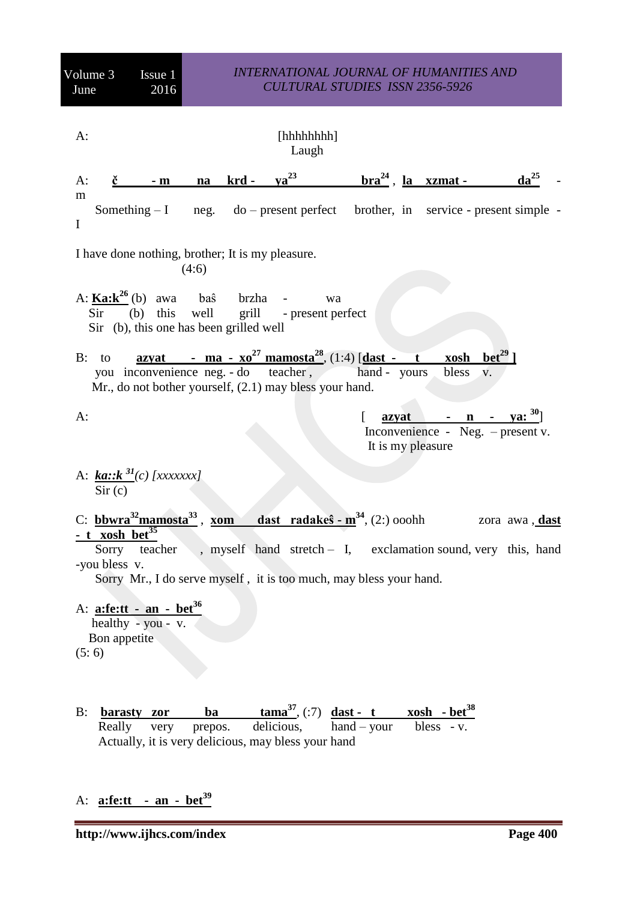A: [hhhhhhhh]
Laugh

A: **č - m na krd - ya[23] bra[24]** , **la xzmat - da[25]** - m
Something – I neg. do – present perfect brother, in service - present simple - I

I have done nothing, brother; It is my pleasure.
(4:6)

A: **Ka:k[26]** (b) awa baŝ brzha - wa
Sir (b) this well grill - present perfect
Sir (b), this one has been grilled well

B: to **azyat - ma - xo[27] mamosta[28]**, (1:4) [**dast - t xosh bet[29] ]**
you inconvenience neg. - do teacher , hand - yours bless v.
Mr., do not bother yourself, (2.1) may bless your hand.

A: [ **azyat - n - ya: [30]**]
Inconvenience - Neg. – present v.
It is my pleasure

A: ***ka::k [31]****(c) [xxxxxxx]*
Sir (c)

C: **bbwra[32]mamosta[33]** , **xom dast radakeŝ - m[34]**, (2:) ooohh zora awa , **dast - t xosh bet[35]**
Sorry teacher , myself hand stretch – I, exclamation sound, very this, hand -you bless v.
Sorry Mr., I do serve myself , it is too much, may bless your hand.

A: **a:fe:tt - an - bet[36]**
healthy - you - v.
Bon appetite
(5: 6)

B: **barasty zor ba tama[37]**, (:7) **dast - t xosh - bet[38]**
Really very prepos. delicious, hand – your bless - v.
Actually, it is very delicious, may bless your hand

A: **a:fe:tt - an - bet[39]**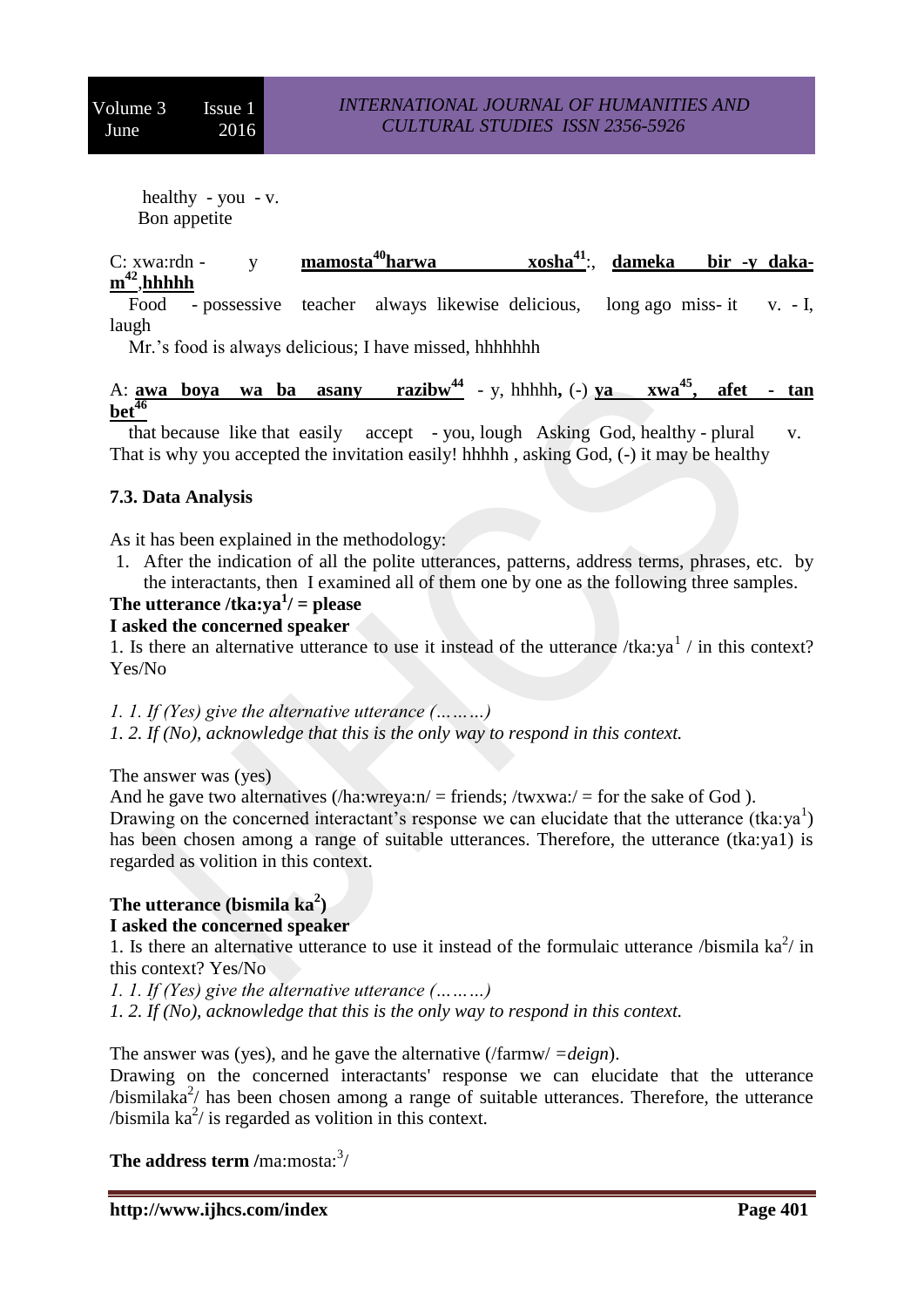healthy - you - v.
Bon appetite

C: xwa:rdn - y **mamosta[40]harwa xosha[41]**:, **dameka bir -y daka-m[42],hhhhh**

Food - possessive teacher always likewise delicious, long ago miss- it v. - I, laugh

Mr.'s food is always delicious; I have missed, hhhhhhh

A: **awa boya wa ba asany razibw[44]** - y, hhhhh, (-) **ya xwa[45], afet - tan bet[46]**

that because like that easily accept - you, lough Asking God, healthy - plural v.
That is why you accepted the invitation easily! hhhhh , asking God, (-) it may be healthy

### 7.3. Data Analysis

As it has been explained in the methodology:

1. After the indication of all the polite utterances, patterns, address terms, phrases, etc. by the interactants, then I examined all of them one by one as the following three samples.

**The utterance /tka:ya[1]/ = please**

**I asked the concerned speaker**

1. Is there an alternative utterance to use it instead of the utterance /tka:ya[1] / in this context? Yes/No

*1. 1. If (Yes) give the alternative utterance (………)*

*1. 2. If (No), acknowledge that this is the only way to respond in this context.*

The answer was (yes)

And he gave two alternatives (/ha:wreya:n/ = friends; /twxwa:/ = for the sake of God ).

Drawing on the concerned interactant's response we can elucidate that the utterance (tka:ya[1]) has been chosen among a range of suitable utterances. Therefore, the utterance (tka:ya1) is regarded as volition in this context.

**The utterance (bismila ka[2])**

**I asked the concerned speaker**

1. Is there an alternative utterance to use it instead of the formulaic utterance /bismila ka[2]/ in this context? Yes/No

*1. 1. If (Yes) give the alternative utterance (………)*

*1. 2. If (No), acknowledge that this is the only way to respond in this context.*

The answer was (yes), and he gave the alternative (/farmw/ =*deign*).

Drawing on the concerned interactants' response we can elucidate that the utterance /bismilaka[2]/ has been chosen among a range of suitable utterances. Therefore, the utterance /bismila ka[2]/ is regarded as volition in this context.

**The address term /**ma:mosta:[3]/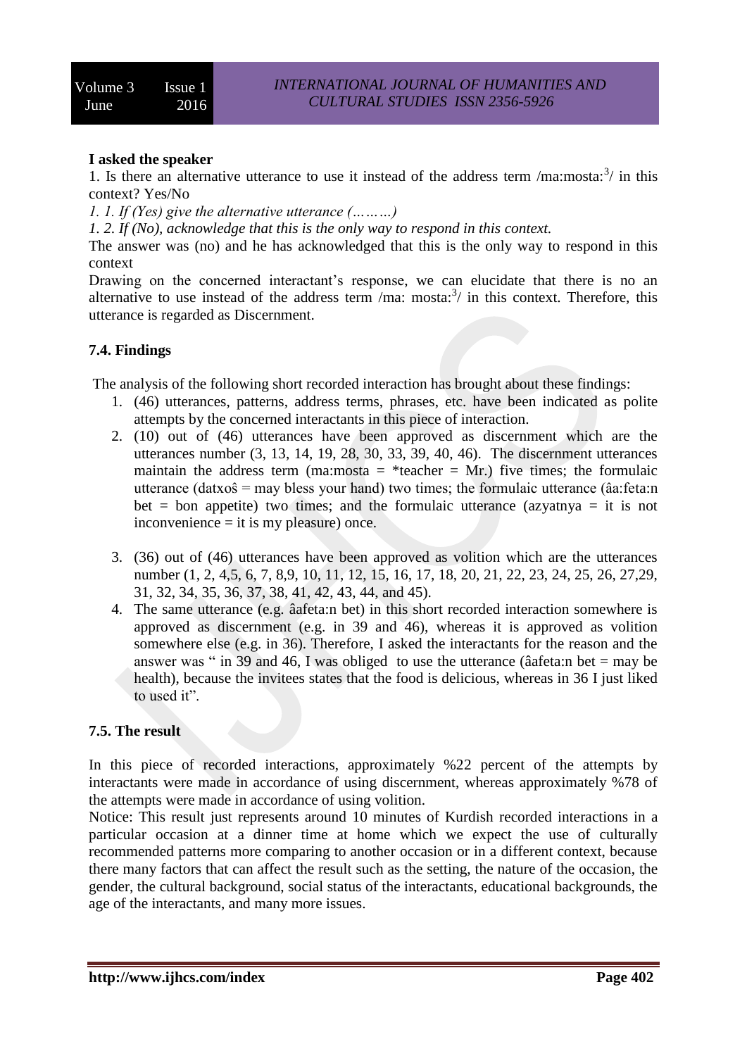**I asked the speaker**

1. Is there an alternative utterance to use it instead of the address term /ma:mosta:[3]/ in this context? Yes/No

*1. 1. If (Yes) give the alternative utterance (………)*

*1. 2. If (No), acknowledge that this is the only way to respond in this context.*

The answer was (no) and he has acknowledged that this is the only way to respond in this context

Drawing on the concerned interactant's response, we can elucidate that there is no an alternative to use instead of the address term /ma: mosta:[3]/ in this context. Therefore, this utterance is regarded as Discernment.

### 7.4. Findings

The analysis of the following short recorded interaction has brought about these findings:

1. (46) utterances, patterns, address terms, phrases, etc. have been indicated as polite attempts by the concerned interactants in this piece of interaction.
2. (10) out of (46) utterances have been approved as discernment which are the utterances number (3, 13, 14, 19, 28, 30, 33, 39, 40, 46). The discernment utterances maintain the address term (ma:mosta = *teacher = Mr.) five times; the formulaic utterance (datxoŝ = may bless your hand) two times; the formulaic utterance (âa:feta:n bet = bon appetite) two times; and the formulaic utterance (azyatnya = it is not inconvenience = it is my pleasure) once.
3. (36) out of (46) utterances have been approved as volition which are the utterances number (1, 2, 4,5, 6, 7, 8,9, 10, 11, 12, 15, 16, 17, 18, 20, 21, 22, 23, 24, 25, 26, 27,29, 31, 32, 34, 35, 36, 37, 38, 41, 42, 43, 44, and 45).
4. The same utterance (e.g. âafeta:n bet) in this short recorded interaction somewhere is approved as discernment (e.g. in 39 and 46), whereas it is approved as volition somewhere else (e.g. in 36). Therefore, I asked the interactants for the reason and the answer was " in 39 and 46, I was obliged to use the utterance (âafeta:n bet = may be health), because the invitees states that the food is delicious, whereas in 36 I just liked to used it".

### 7.5. The result

In this piece of recorded interactions, approximately %22 percent of the attempts by interactants were made in accordance of using discernment, whereas approximately %78 of the attempts were made in accordance of using volition.

Notice: This result just represents around 10 minutes of Kurdish recorded interactions in a particular occasion at a dinner time at home which we expect the use of culturally recommended patterns more comparing to another occasion or in a different context, because there many factors that can affect the result such as the setting, the nature of the occasion, the gender, the cultural background, social status of the interactants, educational backgrounds, the age of the interactants, and many more issues.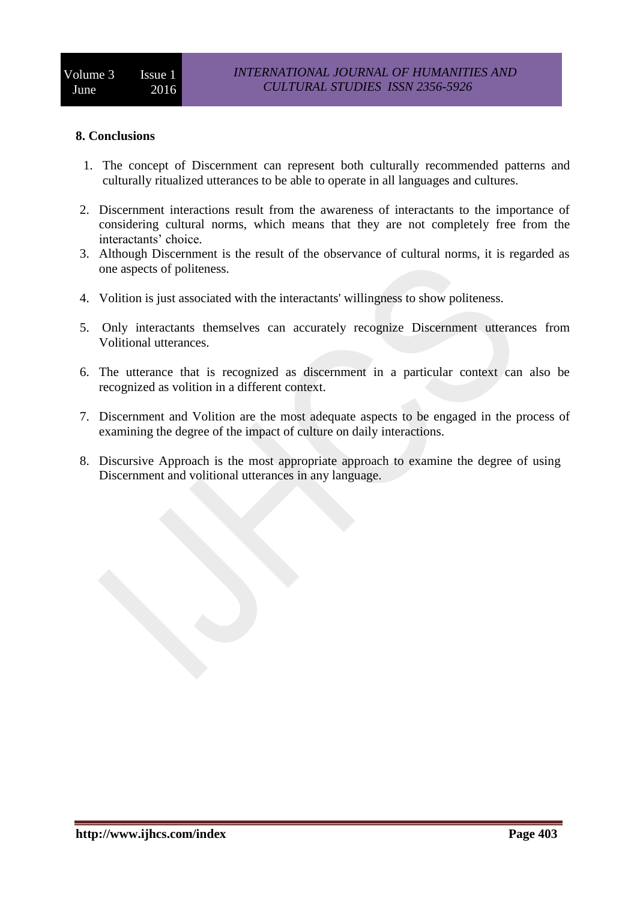## 8. Conclusions

1. The concept of Discernment can represent both culturally recommended patterns and culturally ritualized utterances to be able to operate in all languages and cultures.
2. Discernment interactions result from the awareness of interactants to the importance of considering cultural norms, which means that they are not completely free from the interactants' choice.
3. Although Discernment is the result of the observance of cultural norms, it is regarded as one aspects of politeness.
4. Volition is just associated with the interactants' willingness to show politeness.
5. Only interactants themselves can accurately recognize Discernment utterances from Volitional utterances.
6. The utterance that is recognized as discernment in a particular context can also be recognized as volition in a different context.
7. Discernment and Volition are the most adequate aspects to be engaged in the process of examining the degree of the impact of culture on daily interactions.
8. Discursive Approach is the most appropriate approach to examine the degree of using Discernment and volitional utterances in any language.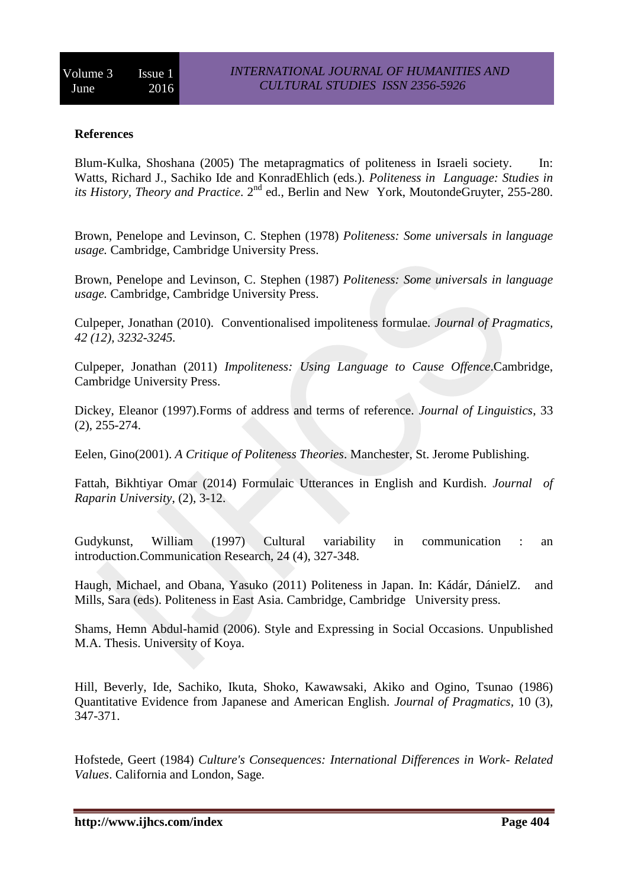**References**

Blum-Kulka, Shoshana (2005) The metapragmatics of politeness in Israeli society. In: Watts, Richard J., Sachiko Ide and KonradEhlich (eds.). *Politeness in Language: Studies in its History, Theory and Practice*. 2nd ed., Berlin and New York, MoutondeGruyter, 255-280.

Brown, Penelope and Levinson, C. Stephen (1978) *Politeness: Some universals in language usage.* Cambridge, Cambridge University Press.

Brown, Penelope and Levinson, C. Stephen (1987) *Politeness: Some universals in language usage.* Cambridge, Cambridge University Press.

Culpeper, Jonathan (2010). Conventionalised impoliteness formulae. *Journal of Pragmatics, 42 (12), 3232-3245.*

Culpeper, Jonathan (2011) *Impoliteness: Using Language to Cause Offence*.Cambridge, Cambridge University Press.

Dickey, Eleanor (1997).Forms of address and terms of reference. *Journal of Linguistics*, 33 (2), 255-274.

Eelen, Gino(2001). *A Critique of Politeness Theories*. Manchester, St. Jerome Publishing.

Fattah, Bikhtiyar Omar (2014) Formulaic Utterances in English and Kurdish. *Journal of Raparin University*, (2), 3-12.

Gudykunst, William (1997) Cultural variability in communication : an introduction.Communication Research, 24 (4), 327-348.

Haugh, Michael, and Obana, Yasuko (2011) Politeness in Japan. In: Kádár, DánielZ. and Mills, Sara (eds). Politeness in East Asia. Cambridge, Cambridge University press.

Shams, Hemn Abdul-hamid (2006). Style and Expressing in Social Occasions. Unpublished M.A. Thesis. University of Koya.

Hill, Beverly, Ide, Sachiko, Ikuta, Shoko, Kawawsaki, Akiko and Ogino, Tsunao (1986) Quantitative Evidence from Japanese and American English. *Journal of Pragmatics*, 10 (3), 347-371.

Hofstede, Geert (1984) *Culture's Consequences: International Differences in Work- Related Values*. California and London, Sage.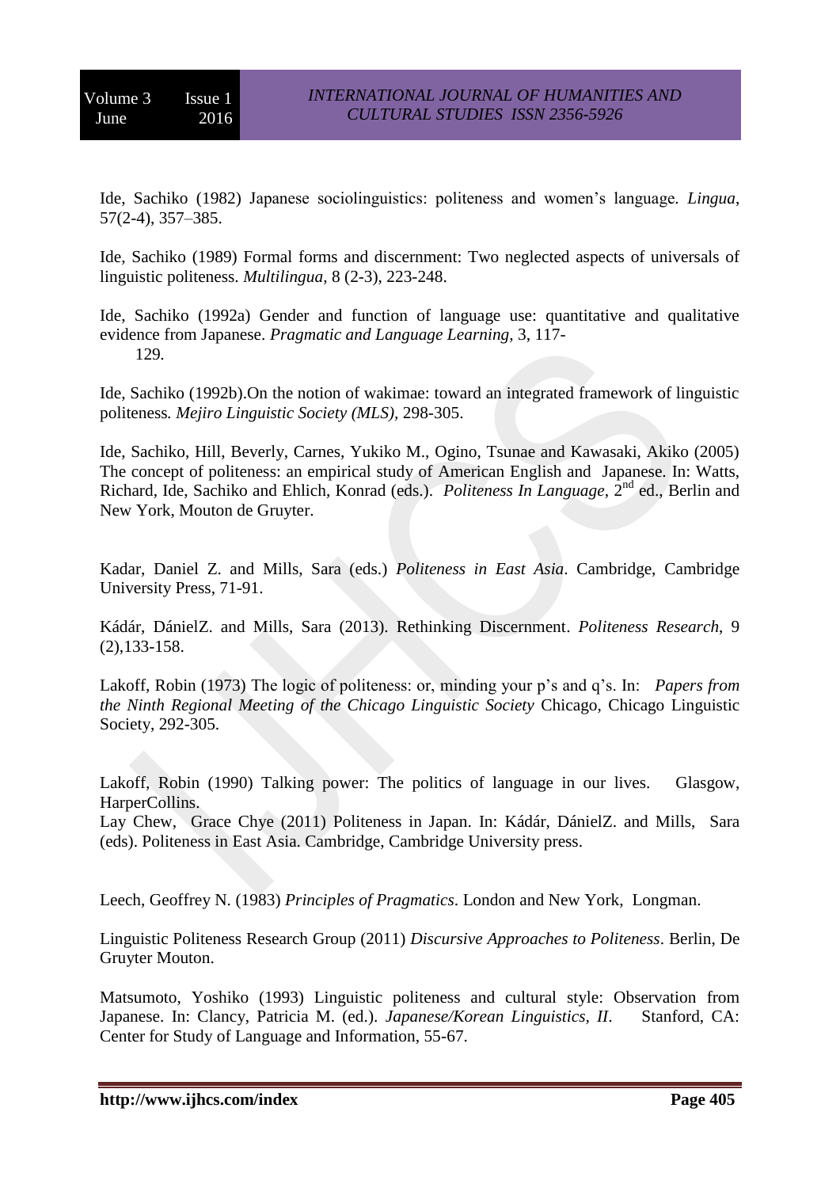Ide, Sachiko (1982) Japanese sociolinguistics: politeness and women's language. *Lingua*, 57(2-4), 357–385.

Ide, Sachiko (1989) Formal forms and discernment: Two neglected aspects of universals of linguistic politeness. *Multilingua*, 8 (2-3), 223-248.

Ide, Sachiko (1992a) Gender and function of language use: quantitative and qualitative evidence from Japanese. *Pragmatic and Language Learning*, 3, 117-129.

Ide, Sachiko (1992b).On the notion of wakimae: toward an integrated framework of linguistic politeness. *Mejiro Linguistic Society (MLS)*, 298-305.

Ide, Sachiko, Hill, Beverly, Carnes, Yukiko M., Ogino, Tsunae and Kawasaki, Akiko (2005) The concept of politeness: an empirical study of American English and Japanese. In: Watts, Richard, Ide, Sachiko and Ehlich, Konrad (eds.). *Politeness In Language*, 2nd ed., Berlin and New York, Mouton de Gruyter.

Kadar, Daniel Z. and Mills, Sara (eds.) *Politeness in East Asia*. Cambridge, Cambridge University Press, 71-91.

Kádár, DánielZ. and Mills, Sara (2013). Rethinking Discernment. *Politeness Research*, 9 (2),133-158.

Lakoff, Robin (1973) The logic of politeness: or, minding your p's and q's. In: *Papers from the Ninth Regional Meeting of the Chicago Linguistic Society* Chicago, Chicago Linguistic Society, 292-305.

Lakoff, Robin (1990) Talking power: The politics of language in our lives. Glasgow, HarperCollins.

Lay Chew, Grace Chye (2011) Politeness in Japan. In: Kádár, DánielZ. and Mills, Sara (eds). Politeness in East Asia. Cambridge, Cambridge University press.

Leech, Geoffrey N. (1983) *Principles of Pragmatics*. London and New York, Longman.

Linguistic Politeness Research Group (2011) *Discursive Approaches to Politeness*. Berlin, De Gruyter Mouton.

Matsumoto, Yoshiko (1993) Linguistic politeness and cultural style: Observation from Japanese. In: Clancy, Patricia M. (ed.). *Japanese/Korean Linguistics, II*. Stanford, CA: Center for Study of Language and Information, 55-67.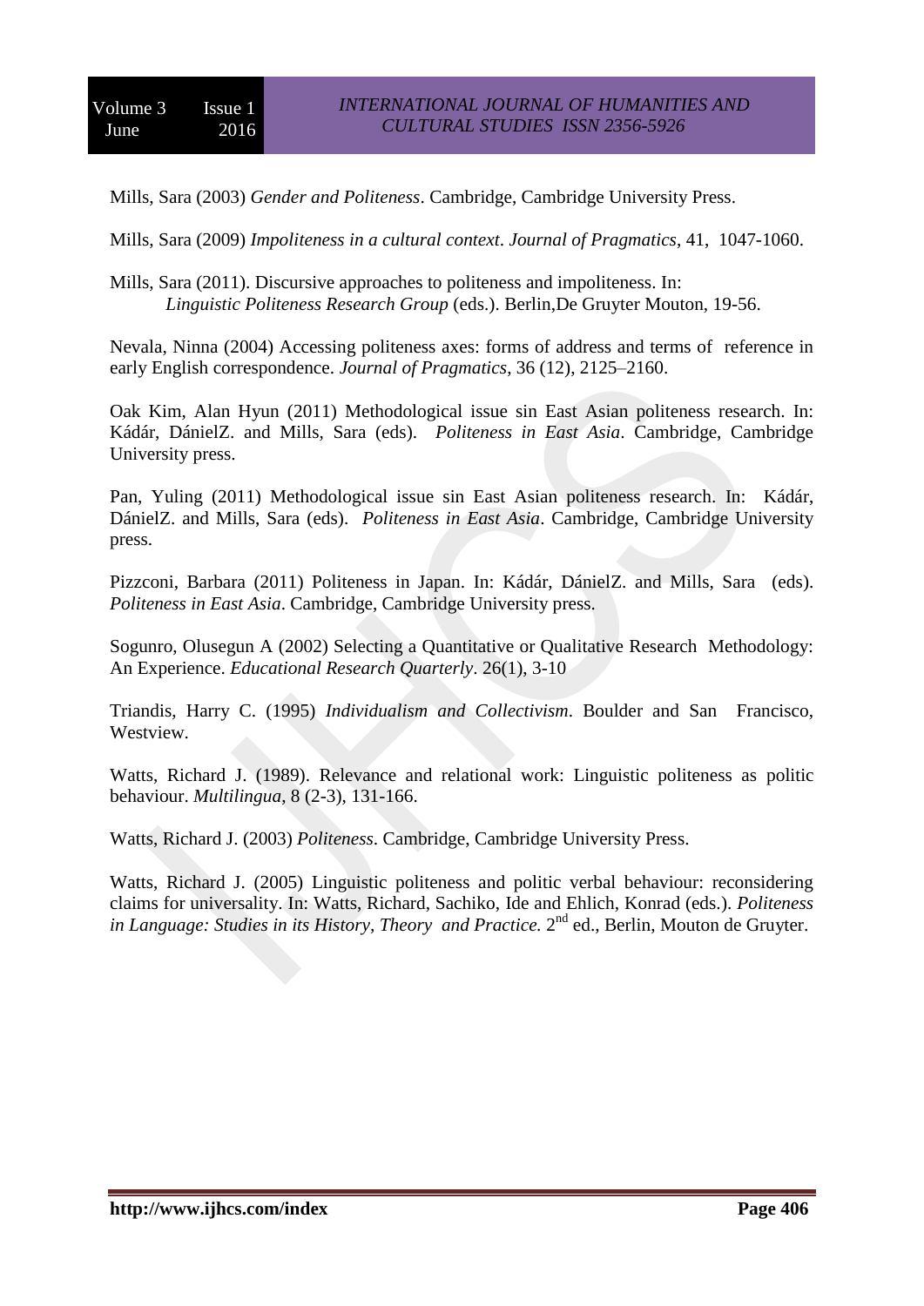Mills, Sara (2003) *Gender and Politeness*. Cambridge, Cambridge University Press.

Mills, Sara (2009) *Impoliteness in a cultural context*. *Journal of Pragmatics*, 41, 1047-1060.

Mills, Sara (2011). Discursive approaches to politeness and impoliteness. In: *Linguistic Politeness Research Group* (eds.). Berlin,De Gruyter Mouton, 19-56.

Nevala, Ninna (2004) Accessing politeness axes: forms of address and terms of reference in early English correspondence. *Journal of Pragmatics*, 36 (12), 2125–2160.

Oak Kim, Alan Hyun (2011) Methodological issue sin East Asian politeness research. In: Kádár, DánielZ. and Mills, Sara (eds). *Politeness in East Asia*. Cambridge, Cambridge University press.

Pan, Yuling (2011) Methodological issue sin East Asian politeness research. In: Kádár, DánielZ. and Mills, Sara (eds). *Politeness in East Asia*. Cambridge, Cambridge University press.

Pizzconi, Barbara (2011) Politeness in Japan. In: Kádár, DánielZ. and Mills, Sara (eds). *Politeness in East Asia*. Cambridge, Cambridge University press.

Sogunro, Olusegun A (2002) Selecting a Quantitative or Qualitative Research Methodology: An Experience. *Educational Research Quarterly*. 26(1), 3-10

Triandis, Harry C. (1995) *Individualism and Collectivism*. Boulder and San Francisco, Westview.

Watts, Richard J. (1989). Relevance and relational work: Linguistic politeness as politic behaviour. *Multilingua*, 8 (2-3), 131-166.

Watts, Richard J. (2003) *Politeness*. Cambridge, Cambridge University Press.

Watts, Richard J. (2005) Linguistic politeness and politic verbal behaviour: reconsidering claims for universality. In: Watts, Richard, Sachiko, Ide and Ehlich, Konrad (eds.). *Politeness in Language: Studies in its History, Theory and Practice.* 2nd ed., Berlin, Mouton de Gruyter.